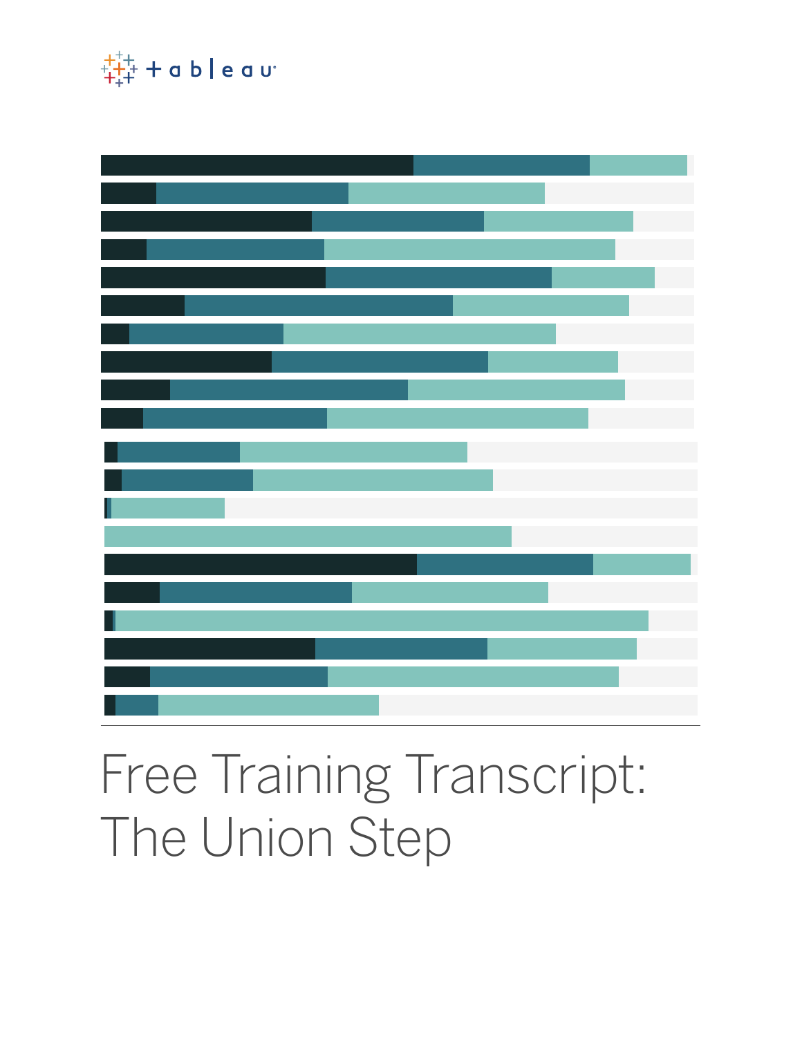# Free Training Transcript: The Union Step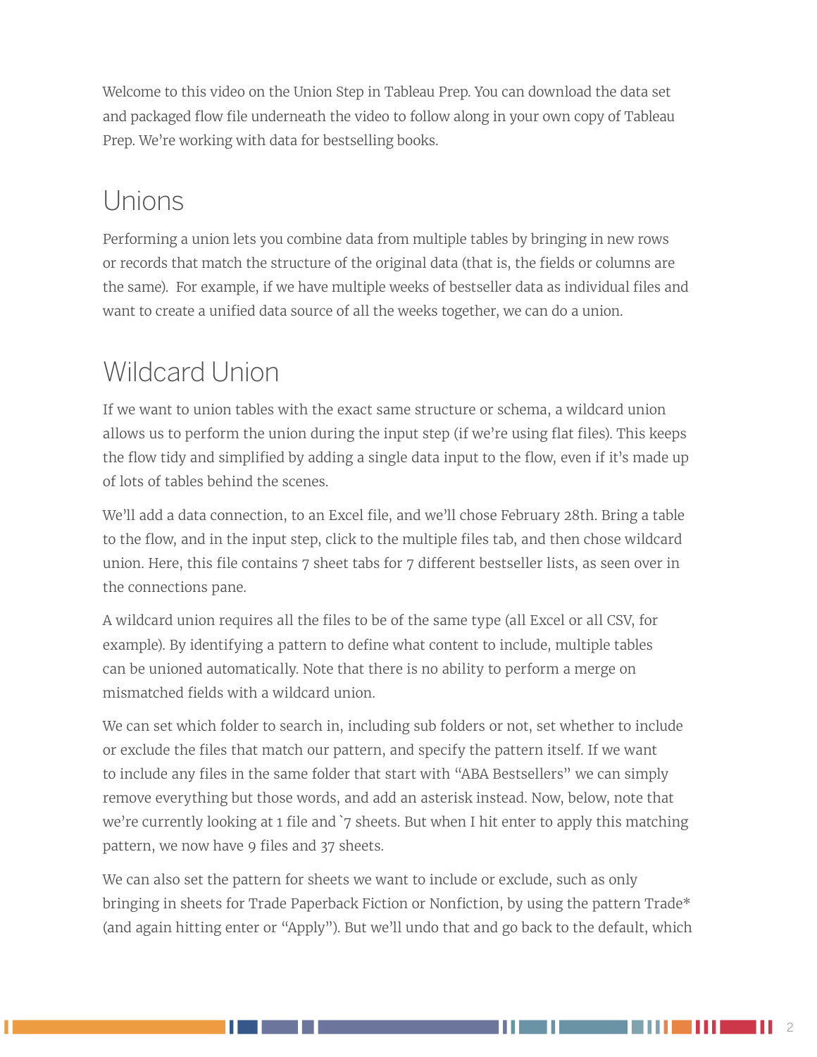Welcome to this video on the Union Step in Tableau Prep. You can download the data set and packaged flow file underneath the video to follow along in your own copy of Tableau Prep. We're working with data for bestselling books.

## Unions

Performing a union lets you combine data from multiple tables by bringing in new rows or records that match the structure of the original data (that is, the fields or columns are the same). For example, if we have multiple weeks of bestseller data as individual files and want to create a unified data source of all the weeks together, we can do a union.

## Wildcard Union

If we want to union tables with the exact same structure or schema, a wildcard union allows us to perform the union during the input step (if we're using flat files). This keeps the flow tidy and simplified by adding a single data input to the flow, even if it's made up of lots of tables behind the scenes.

We'll add a data connection, to an Excel file, and we'll chose February 28th. Bring a table to the flow, and in the input step, click to the multiple files tab, and then chose wildcard union. Here, this file contains 7 sheet tabs for 7 different bestseller lists, as seen over in the connections pane.

A wildcard union requires all the files to be of the same type (all Excel or all CSV, for example). By identifying a pattern to define what content to include, multiple tables can be unioned automatically. Note that there is no ability to perform a merge on mismatched fields with a wildcard union.

We can set which folder to search in, including sub folders or not, set whether to include or exclude the files that match our pattern, and specify the pattern itself. If we want to include any files in the same folder that start with "ABA Bestsellers" we can simply remove everything but those words, and add an asterisk instead. Now, below, note that we're currently looking at 1 file and `7 sheets. But when I hit enter to apply this matching pattern, we now have 9 files and 37 sheets.

We can also set the pattern for sheets we want to include or exclude, such as only bringing in sheets for Trade Paperback Fiction or Nonfiction, by using the pattern Trade* (and again hitting enter or "Apply"). But we'll undo that and go back to the default, which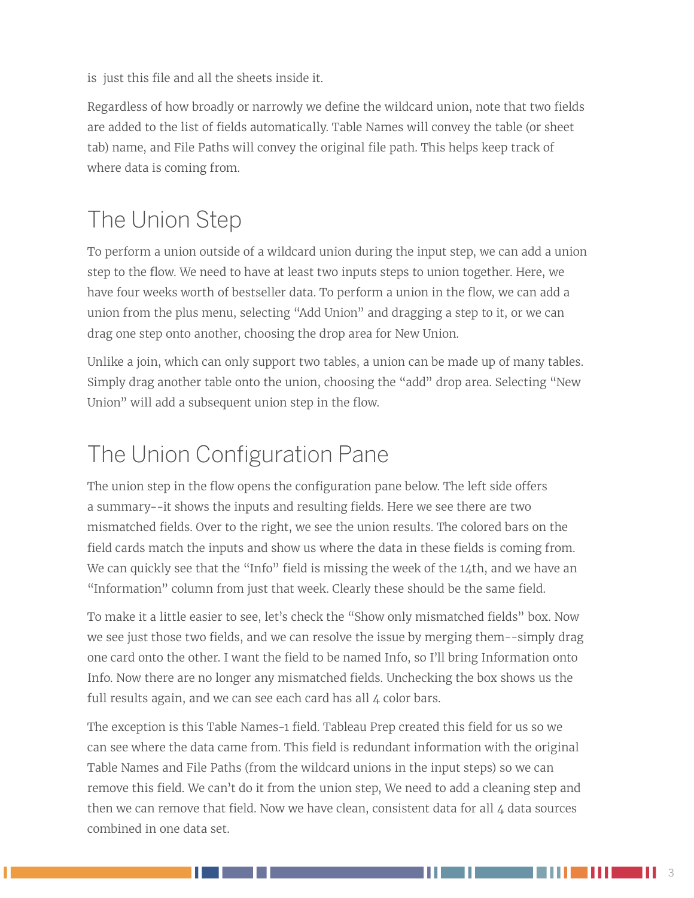is  just this file and all the sheets inside it.

Regardless of how broadly or narrowly we define the wildcard union, note that two fields are added to the list of fields automatically. Table Names will convey the table (or sheet tab) name, and File Paths will convey the original file path. This helps keep track of where data is coming from.

## The Union Step

To perform a union outside of a wildcard union during the input step, we can add a union step to the flow. We need to have at least two inputs steps to union together. Here, we have four weeks worth of bestseller data. To perform a union in the flow, we can add a union from the plus menu, selecting "Add Union" and dragging a step to it, or we can drag one step onto another, choosing the drop area for New Union.

Unlike a join, which can only support two tables, a union can be made up of many tables. Simply drag another table onto the union, choosing the "add" drop area. Selecting "New Union" will add a subsequent union step in the flow.

## The Union Configuration Pane

The union step in the flow opens the configuration pane below. The left side offers a summary--it shows the inputs and resulting fields. Here we see there are two mismatched fields. Over to the right, we see the union results. The colored bars on the field cards match the inputs and show us where the data in these fields is coming from. We can quickly see that the "Info" field is missing the week of the 14th, and we have an "Information" column from just that week. Clearly these should be the same field.

To make it a little easier to see, let's check the "Show only mismatched fields" box. Now we see just those two fields, and we can resolve the issue by merging them--simply drag one card onto the other. I want the field to be named Info, so I'll bring Information onto Info. Now there are no longer any mismatched fields. Unchecking the box shows us the full results again, and we can see each card has all 4 color bars.

The exception is this Table Names-1 field. Tableau Prep created this field for us so we can see where the data came from. This field is redundant information with the original Table Names and File Paths (from the wildcard unions in the input steps) so we can remove this field. We can't do it from the union step, We need to add a cleaning step and then we can remove that field. Now we have clean, consistent data for all 4 data sources combined in one data set.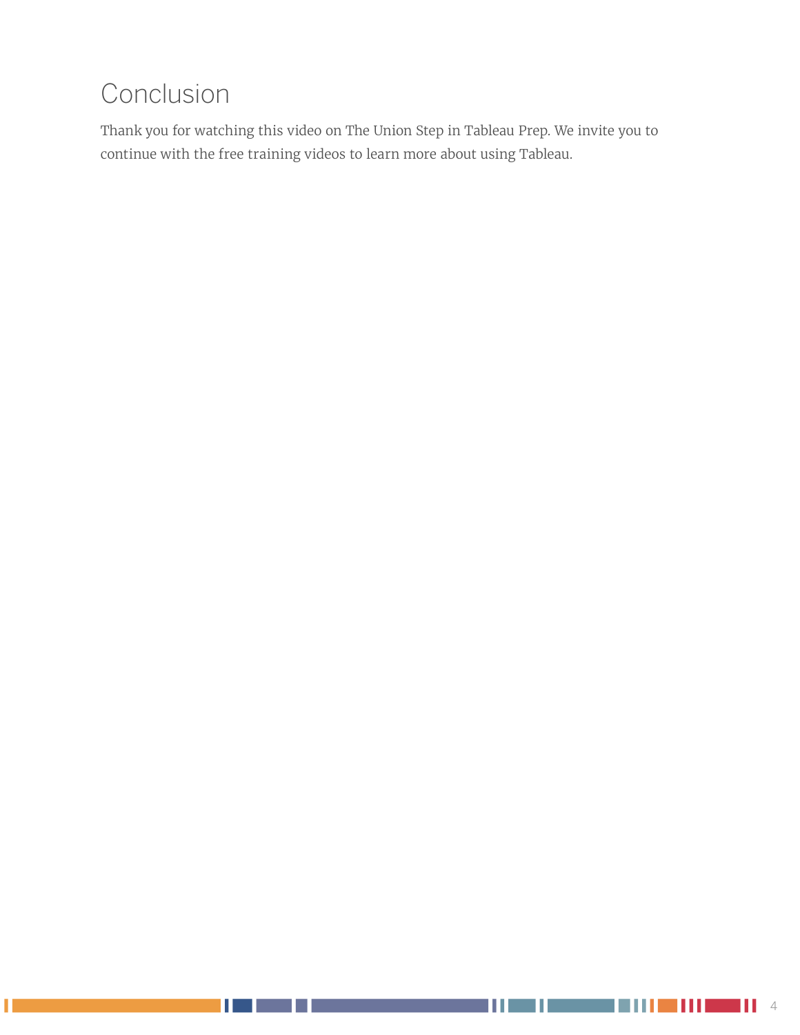# Conclusion

Thank you for watching this video on The Union Step in Tableau Prep. We invite you to continue with the free training videos to learn more about using Tableau.